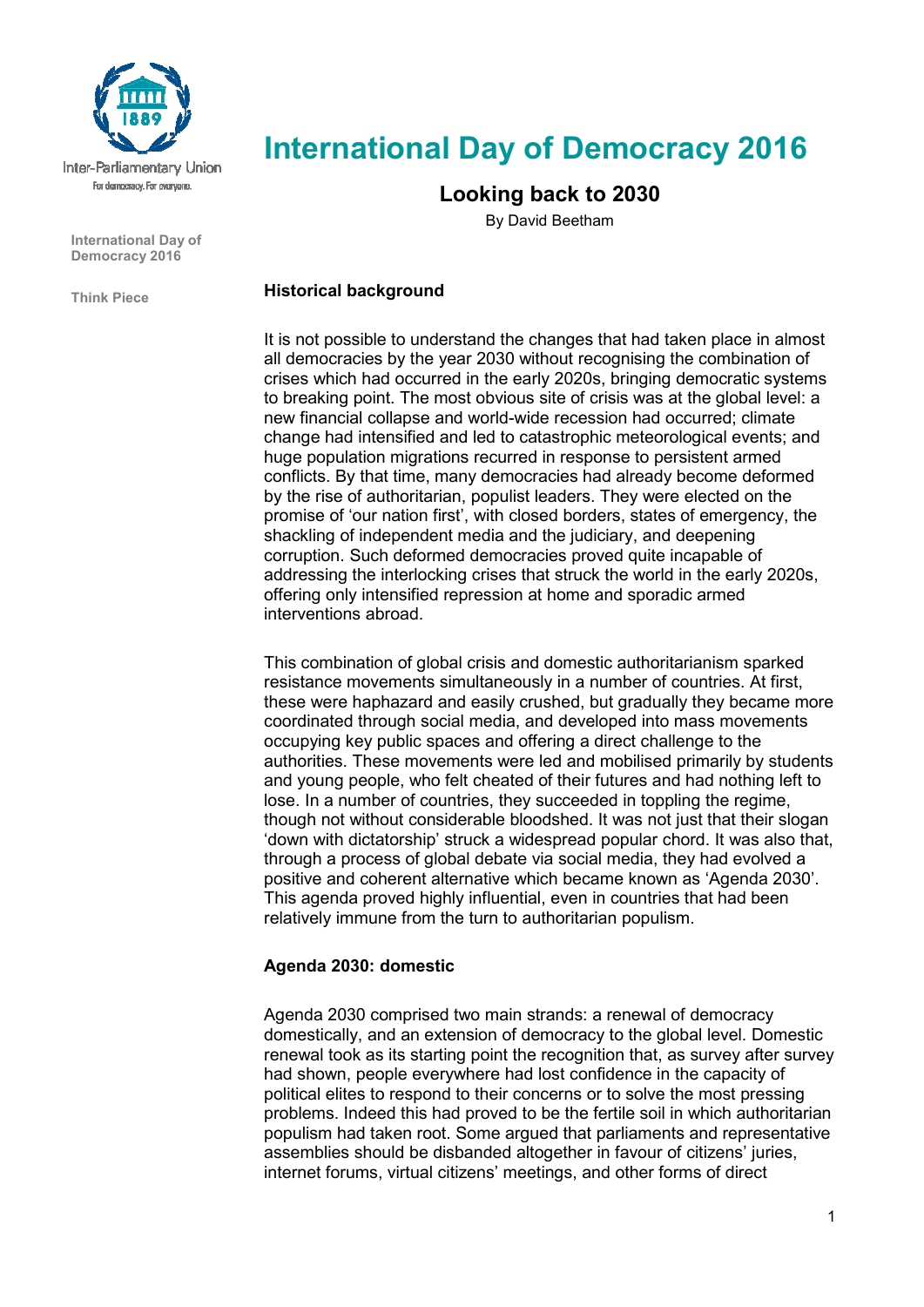Inter-Parliamentary Union

For democracy. For everyone.

International Day of Democracy 2016

Think Piece

# International Day of Democracy 2016

## Looking back to 2030

By David Beetham

### Historical background

It is not possible to understand the changes that had taken place in almost all democracies by the year 2030 without recognising the combination of crises which had occurred in the early 2020s, bringing democratic systems to breaking point. The most obvious site of crisis was at the global level: a new financial collapse and world-wide recession had occurred; climate change had intensified and led to catastrophic meteorological events; and huge population migrations recurred in response to persistent armed conflicts. By that time, many democracies had already become deformed by the rise of authoritarian, populist leaders. They were elected on the promise of 'our nation first', with closed borders, states of emergency, the shackling of independent media and the judiciary, and deepening corruption. Such deformed democracies proved quite incapable of addressing the interlocking crises that struck the world in the early 2020s, offering only intensified repression at home and sporadic armed interventions abroad.

This combination of global crisis and domestic authoritarianism sparked resistance movements simultaneously in a number of countries. At first, these were haphazard and easily crushed, but gradually they became more coordinated through social media, and developed into mass movements occupying key public spaces and offering a direct challenge to the authorities. These movements were led and mobilised primarily by students and young people, who felt cheated of their futures and had nothing left to lose. In a number of countries, they succeeded in toppling the regime, though not without considerable bloodshed. It was not just that their slogan 'down with dictatorship' struck a widespread popular chord. It was also that, through a process of global debate via social media, they had evolved a positive and coherent alternative which became known as 'Agenda 2030'. This agenda proved highly influential, even in countries that had been relatively immune from the turn to authoritarian populism.

### Agenda 2030: domestic

Agenda 2030 comprised two main strands: a renewal of democracy domestically, and an extension of democracy to the global level. Domestic renewal took as its starting point the recognition that, as survey after survey had shown, people everywhere had lost confidence in the capacity of political elites to respond to their concerns or to solve the most pressing problems. Indeed this had proved to be the fertile soil in which authoritarian populism had taken root. Some argued that parliaments and representative assemblies should be disbanded altogether in favour of citizens' juries, internet forums, virtual citizens' meetings, and other forms of direct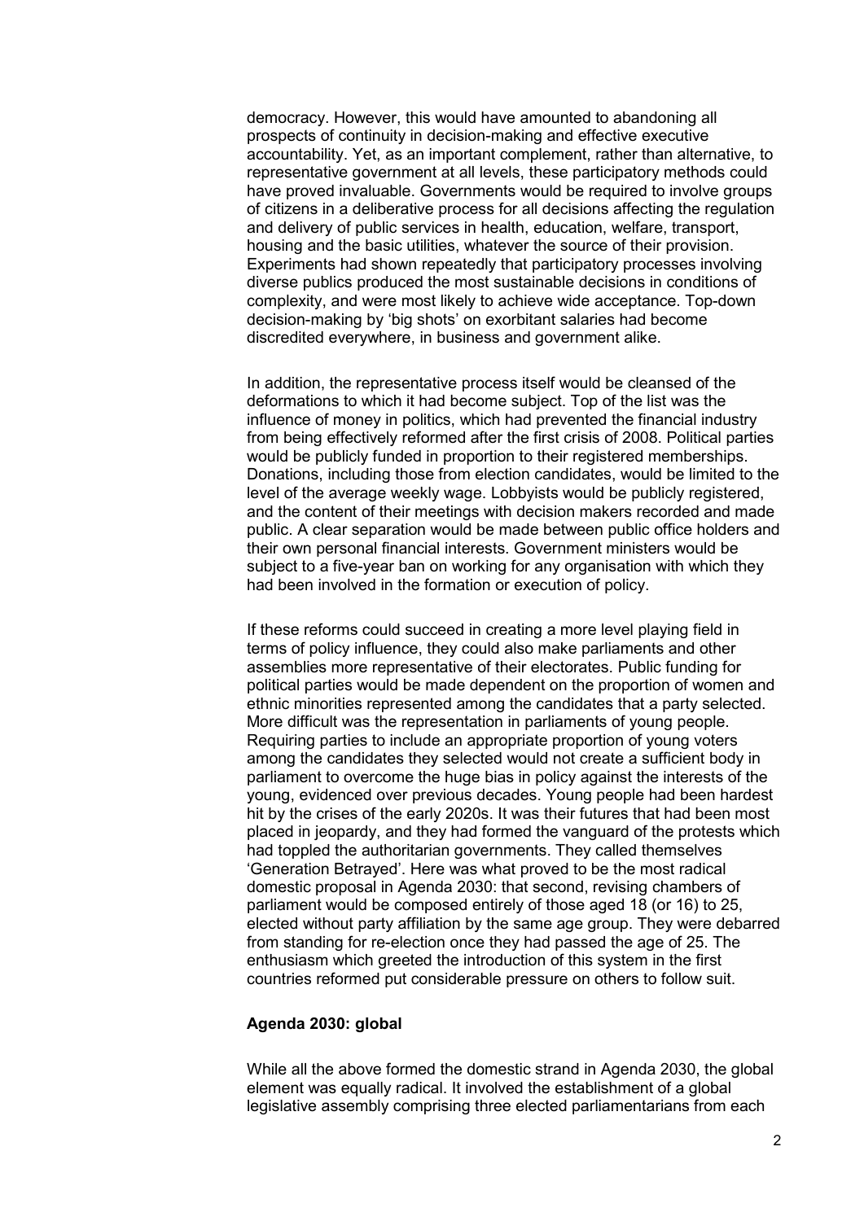democracy. However, this would have amounted to abandoning all prospects of continuity in decision-making and effective executive accountability. Yet, as an important complement, rather than alternative, to representative government at all levels, these participatory methods could have proved invaluable. Governments would be required to involve groups of citizens in a deliberative process for all decisions affecting the regulation and delivery of public services in health, education, welfare, transport, housing and the basic utilities, whatever the source of their provision. Experiments had shown repeatedly that participatory processes involving diverse publics produced the most sustainable decisions in conditions of complexity, and were most likely to achieve wide acceptance. Top-down decision-making by 'big shots' on exorbitant salaries had become discredited everywhere, in business and government alike.

In addition, the representative process itself would be cleansed of the deformations to which it had become subject. Top of the list was the influence of money in politics, which had prevented the financial industry from being effectively reformed after the first crisis of 2008. Political parties would be publicly funded in proportion to their registered memberships. Donations, including those from election candidates, would be limited to the level of the average weekly wage. Lobbyists would be publicly registered, and the content of their meetings with decision makers recorded and made public. A clear separation would be made between public office holders and their own personal financial interests. Government ministers would be subject to a five-year ban on working for any organisation with which they had been involved in the formation or execution of policy.

If these reforms could succeed in creating a more level playing field in terms of policy influence, they could also make parliaments and other assemblies more representative of their electorates. Public funding for political parties would be made dependent on the proportion of women and ethnic minorities represented among the candidates that a party selected. More difficult was the representation in parliaments of young people. Requiring parties to include an appropriate proportion of young voters among the candidates they selected would not create a sufficient body in parliament to overcome the huge bias in policy against the interests of the young, evidenced over previous decades. Young people had been hardest hit by the crises of the early 2020s. It was their futures that had been most placed in jeopardy, and they had formed the vanguard of the protests which had toppled the authoritarian governments. They called themselves 'Generation Betrayed'. Here was what proved to be the most radical domestic proposal in Agenda 2030: that second, revising chambers of parliament would be composed entirely of those aged 18 (or 16) to 25, elected without party affiliation by the same age group. They were debarred from standing for re-election once they had passed the age of 25. The enthusiasm which greeted the introduction of this system in the first countries reformed put considerable pressure on others to follow suit.

**Agenda 2030: global**

While all the above formed the domestic strand in Agenda 2030, the global element was equally radical. It involved the establishment of a global legislative assembly comprising three elected parliamentarians from each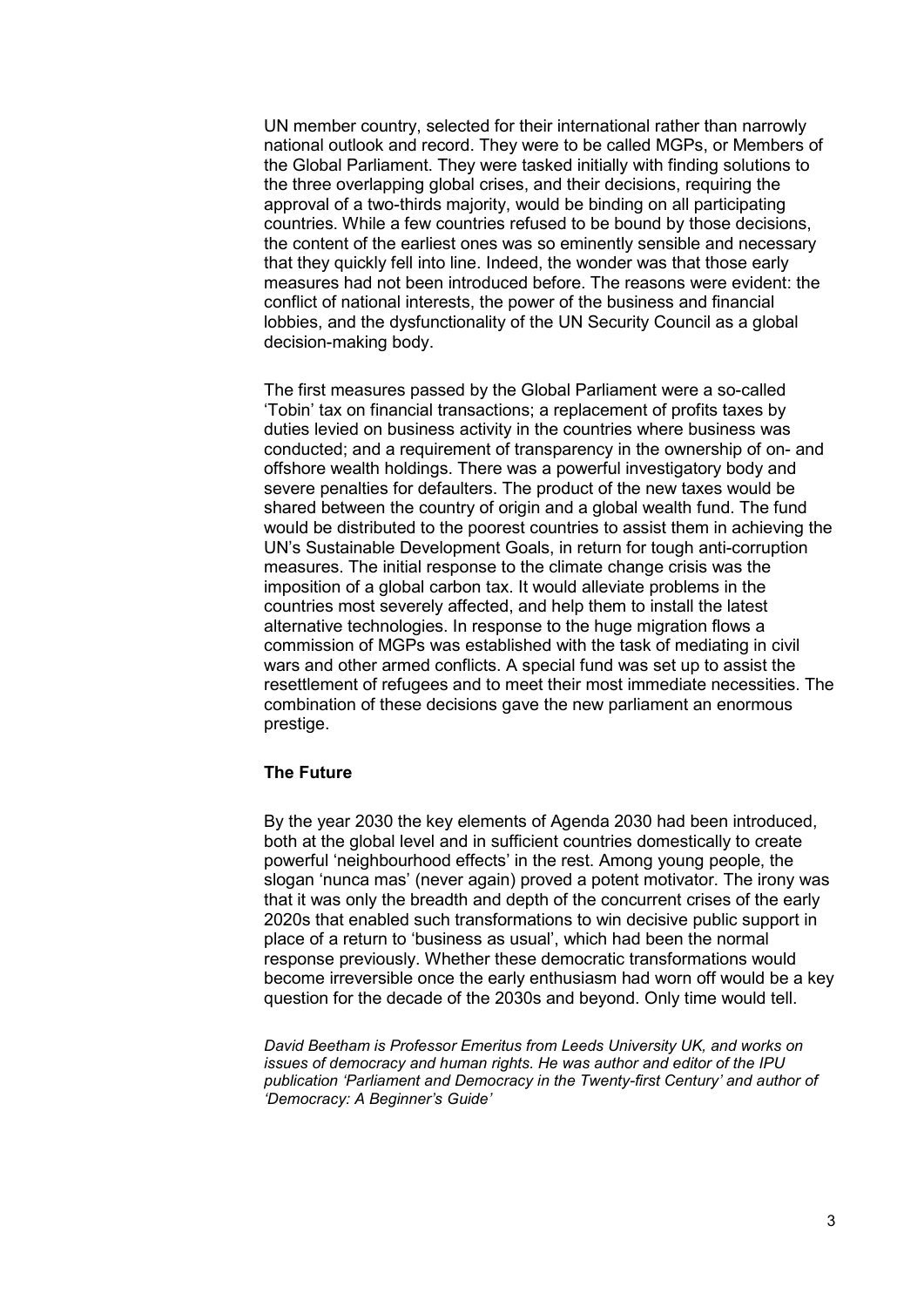UN member country, selected for their international rather than narrowly national outlook and record. They were to be called MGPs, or Members of the Global Parliament. They were tasked initially with finding solutions to the three overlapping global crises, and their decisions, requiring the approval of a two-thirds majority, would be binding on all participating countries. While a few countries refused to be bound by those decisions, the content of the earliest ones was so eminently sensible and necessary that they quickly fell into line. Indeed, the wonder was that those early measures had not been introduced before. The reasons were evident: the conflict of national interests, the power of the business and financial lobbies, and the dysfunctionality of the UN Security Council as a global decision-making body.

The first measures passed by the Global Parliament were a so-called 'Tobin' tax on financial transactions; a replacement of profits taxes by duties levied on business activity in the countries where business was conducted; and a requirement of transparency in the ownership of on- and offshore wealth holdings. There was a powerful investigatory body and severe penalties for defaulters. The product of the new taxes would be shared between the country of origin and a global wealth fund. The fund would be distributed to the poorest countries to assist them in achieving the UN's Sustainable Development Goals, in return for tough anti-corruption measures. The initial response to the climate change crisis was the imposition of a global carbon tax. It would alleviate problems in the countries most severely affected, and help them to install the latest alternative technologies. In response to the huge migration flows a commission of MGPs was established with the task of mediating in civil wars and other armed conflicts. A special fund was set up to assist the resettlement of refugees and to meet their most immediate necessities. The combination of these decisions gave the new parliament an enormous prestige.

**The Future**

By the year 2030 the key elements of Agenda 2030 had been introduced, both at the global level and in sufficient countries domestically to create powerful 'neighbourhood effects' in the rest. Among young people, the slogan 'nunca mas' (never again) proved a potent motivator. The irony was that it was only the breadth and depth of the concurrent crises of the early 2020s that enabled such transformations to win decisive public support in place of a return to 'business as usual', which had been the normal response previously. Whether these democratic transformations would become irreversible once the early enthusiasm had worn off would be a key question for the decade of the 2030s and beyond. Only time would tell.

*David Beetham is Professor Emeritus from Leeds University UK, and works on issues of democracy and human rights. He was author and editor of the IPU publication 'Parliament and Democracy in the Twenty-first Century' and author of 'Democracy: A Beginner's Guide'*